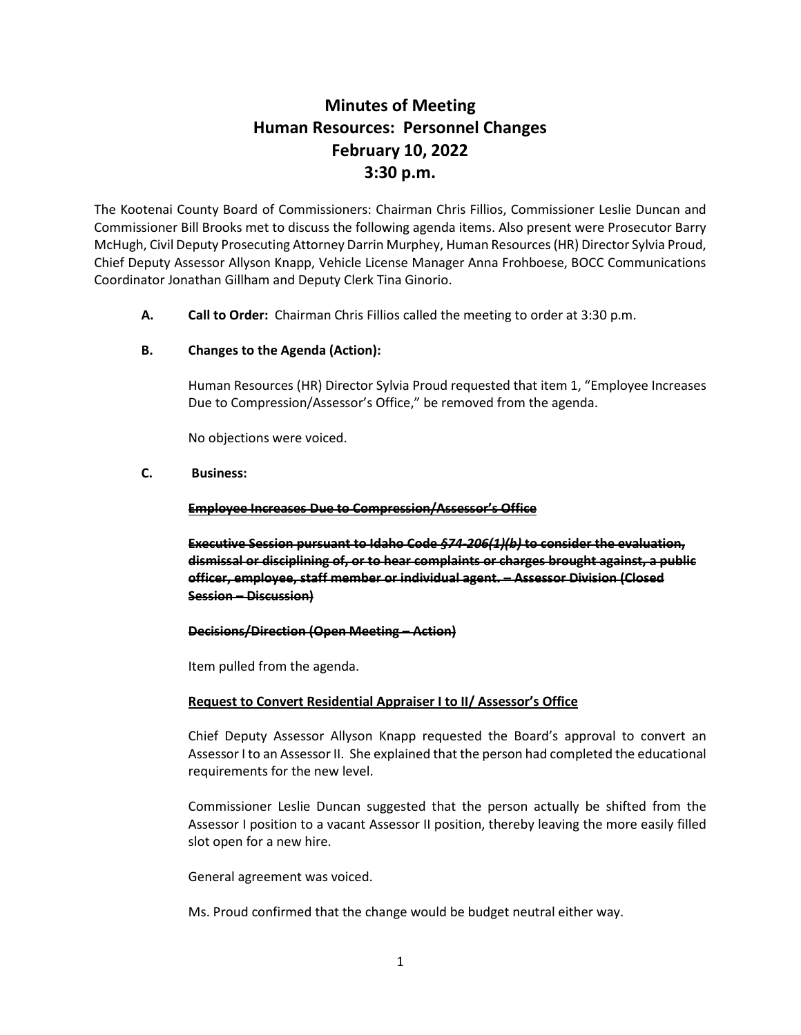# Minutes of Meeting
# Human Resources: Personnel Changes
# February 10, 2022
# 3:30 p.m.

The Kootenai County Board of Commissioners: Chairman Chris Fillios, Commissioner Leslie Duncan and Commissioner Bill Brooks met to discuss the following agenda items. Also present were Prosecutor Barry McHugh, Civil Deputy Prosecuting Attorney Darrin Murphey, Human Resources (HR) Director Sylvia Proud, Chief Deputy Assessor Allyson Knapp, Vehicle License Manager Anna Frohboese, BOCC Communications Coordinator Jonathan Gillham and Deputy Clerk Tina Ginorio.

**A. Call to Order:** Chairman Chris Fillios called the meeting to order at 3:30 p.m.

**B. Changes to the Agenda (Action):**

Human Resources (HR) Director Sylvia Proud requested that item 1, "Employee Increases Due to Compression/Assessor's Office," be removed from the agenda.

No objections were voiced.

**C. Business:**

~~**Employee Increases Due to Compression/Assessor's Office**~~

~~**Executive Session pursuant to Idaho Code *§74-206(1)(b)* to consider the evaluation, dismissal or disciplining of, or to hear complaints or charges brought against, a public officer, employee, staff member or individual agent. – Assessor Division (Closed Session – Discussion)**~~

~~**Decisions/Direction (Open Meeting – Action)**~~

Item pulled from the agenda.

**Request to Convert Residential Appraiser I to II/ Assessor's Office**

Chief Deputy Assessor Allyson Knapp requested the Board's approval to convert an Assessor I to an Assessor II. She explained that the person had completed the educational requirements for the new level.

Commissioner Leslie Duncan suggested that the person actually be shifted from the Assessor I position to a vacant Assessor II position, thereby leaving the more easily filled slot open for a new hire.

General agreement was voiced.

Ms. Proud confirmed that the change would be budget neutral either way.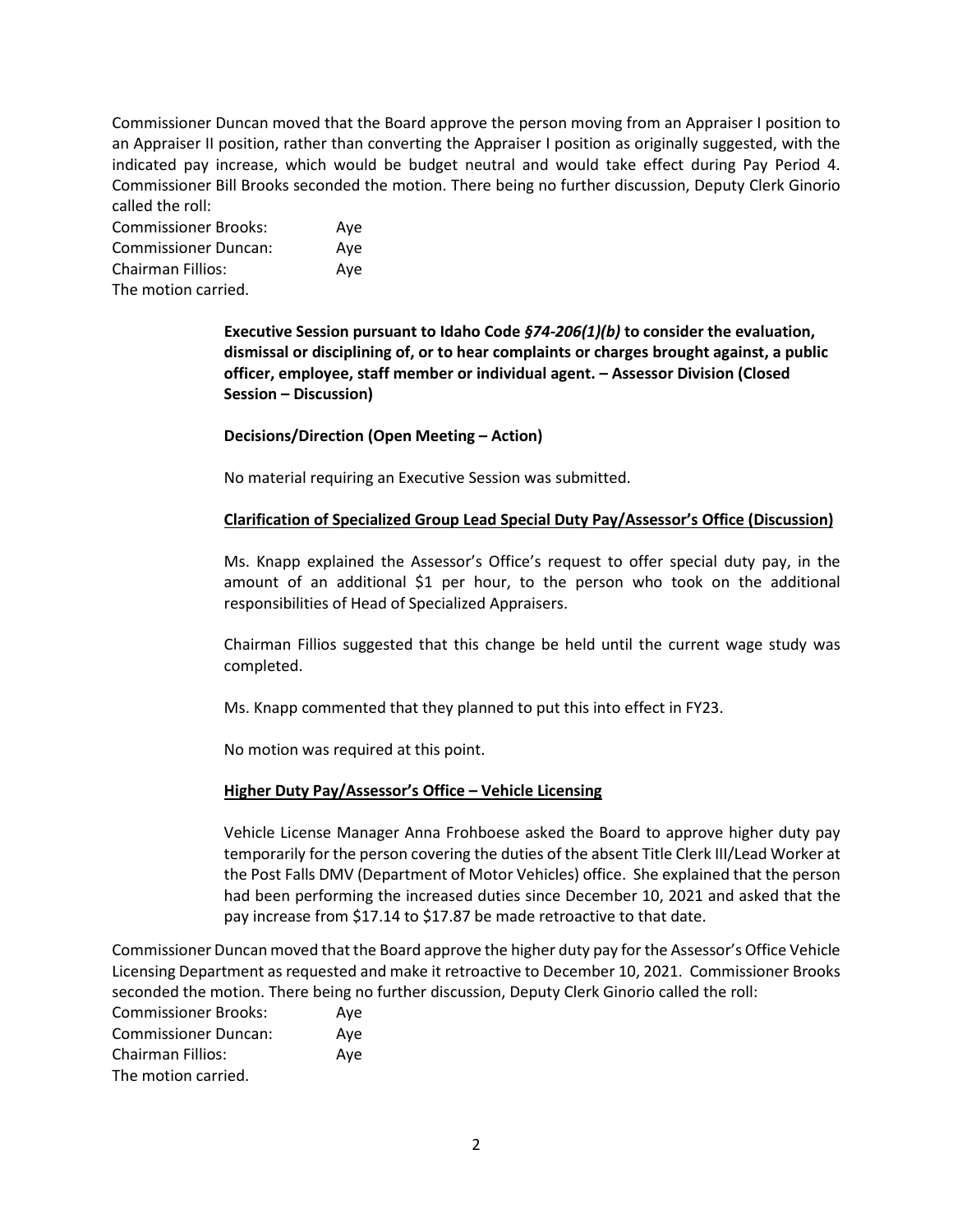Commissioner Duncan moved that the Board approve the person moving from an Appraiser I position to an Appraiser II position, rather than converting the Appraiser I position as originally suggested, with the indicated pay increase, which would be budget neutral and would take effect during Pay Period 4. Commissioner Bill Brooks seconded the motion. There being no further discussion, Deputy Clerk Ginorio called the roll:

Commissioner Brooks: Aye
Commissioner Duncan: Aye
Chairman Fillios: Aye
The motion carried.

**Executive Session pursuant to Idaho Code *§74-206(1)(b)* to consider the evaluation, dismissal or disciplining of, or to hear complaints or charges brought against, a public officer, employee, staff member or individual agent. – Assessor Division (Closed Session – Discussion)**

**Decisions/Direction (Open Meeting – Action)**

No material requiring an Executive Session was submitted.

**Clarification of Specialized Group Lead Special Duty Pay/Assessor's Office (Discussion)**

Ms. Knapp explained the Assessor's Office's request to offer special duty pay, in the amount of an additional $1 per hour, to the person who took on the additional responsibilities of Head of Specialized Appraisers.

Chairman Fillios suggested that this change be held until the current wage study was completed.

Ms. Knapp commented that they planned to put this into effect in FY23.

No motion was required at this point.

**Higher Duty Pay/Assessor's Office – Vehicle Licensing**

Vehicle License Manager Anna Frohboese asked the Board to approve higher duty pay temporarily for the person covering the duties of the absent Title Clerk III/Lead Worker at the Post Falls DMV (Department of Motor Vehicles) office. She explained that the person had been performing the increased duties since December 10, 2021 and asked that the pay increase from $17.14 to $17.87 be made retroactive to that date.

Commissioner Duncan moved that the Board approve the higher duty pay for the Assessor's Office Vehicle Licensing Department as requested and make it retroactive to December 10, 2021. Commissioner Brooks seconded the motion. There being no further discussion, Deputy Clerk Ginorio called the roll:

Commissioner Brooks: Aye
Commissioner Duncan: Aye
Chairman Fillios: Aye
The motion carried.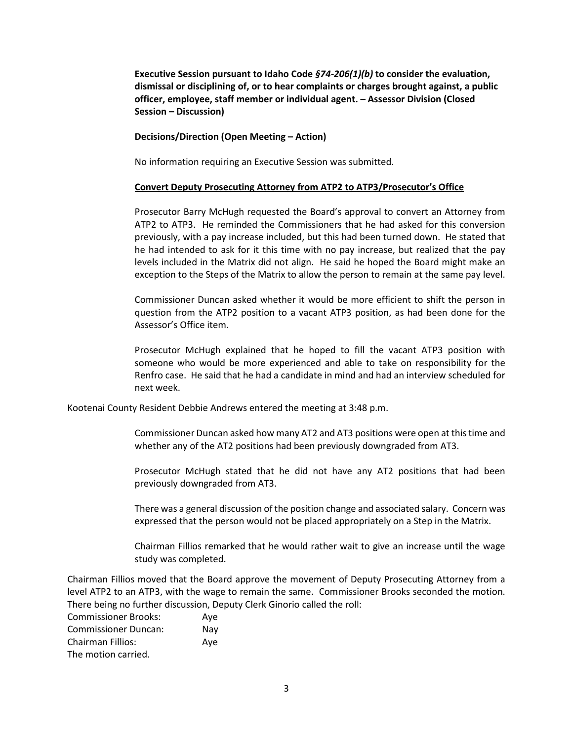**Executive Session pursuant to Idaho Code *§74-206(1)(b)* to consider the evaluation, dismissal or disciplining of, or to hear complaints or charges brought against, a public officer, employee, staff member or individual agent. – Assessor Division (Closed Session – Discussion)**

**Decisions/Direction (Open Meeting – Action)**

No information requiring an Executive Session was submitted.

**<u>Convert Deputy Prosecuting Attorney from ATP2 to ATP3/Prosecutor's Office</u>**

Prosecutor Barry McHugh requested the Board's approval to convert an Attorney from ATP2 to ATP3. He reminded the Commissioners that he had asked for this conversion previously, with a pay increase included, but this had been turned down. He stated that he had intended to ask for it this time with no pay increase, but realized that the pay levels included in the Matrix did not align. He said he hoped the Board might make an exception to the Steps of the Matrix to allow the person to remain at the same pay level.

Commissioner Duncan asked whether it would be more efficient to shift the person in question from the ATP2 position to a vacant ATP3 position, as had been done for the Assessor's Office item.

Prosecutor McHugh explained that he hoped to fill the vacant ATP3 position with someone who would be more experienced and able to take on responsibility for the Renfro case. He said that he had a candidate in mind and had an interview scheduled for next week.

Kootenai County Resident Debbie Andrews entered the meeting at 3:48 p.m.

Commissioner Duncan asked how many AT2 and AT3 positions were open at this time and whether any of the AT2 positions had been previously downgraded from AT3.

Prosecutor McHugh stated that he did not have any AT2 positions that had been previously downgraded from AT3.

There was a general discussion of the position change and associated salary. Concern was expressed that the person would not be placed appropriately on a Step in the Matrix.

Chairman Fillios remarked that he would rather wait to give an increase until the wage study was completed.

Chairman Fillios moved that the Board approve the movement of Deputy Prosecuting Attorney from a level ATP2 to an ATP3, with the wage to remain the same. Commissioner Brooks seconded the motion. There being no further discussion, Deputy Clerk Ginorio called the roll:

Commissioner Brooks: Aye
Commissioner Duncan: Nay
Chairman Fillios: Aye
The motion carried.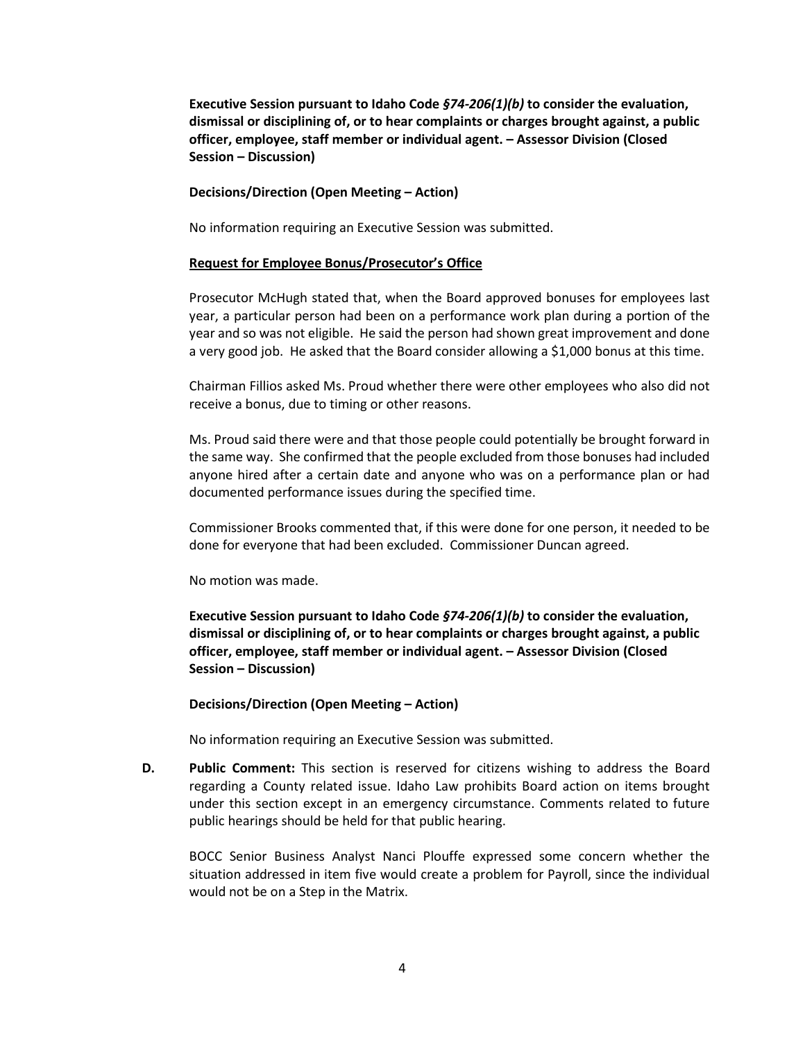**Executive Session pursuant to Idaho Code *§74-206(1)(b)* to consider the evaluation, dismissal or disciplining of, or to hear complaints or charges brought against, a public officer, employee, staff member or individual agent. – Assessor Division (Closed Session – Discussion)**

**Decisions/Direction (Open Meeting – Action)**

No information requiring an Executive Session was submitted.

**<u>Request for Employee Bonus/Prosecutor's Office</u>**

Prosecutor McHugh stated that, when the Board approved bonuses for employees last year, a particular person had been on a performance work plan during a portion of the year and so was not eligible. He said the person had shown great improvement and done a very good job. He asked that the Board consider allowing a $1,000 bonus at this time.

Chairman Fillios asked Ms. Proud whether there were other employees who also did not receive a bonus, due to timing or other reasons.

Ms. Proud said there were and that those people could potentially be brought forward in the same way. She confirmed that the people excluded from those bonuses had included anyone hired after a certain date and anyone who was on a performance plan or had documented performance issues during the specified time.

Commissioner Brooks commented that, if this were done for one person, it needed to be done for everyone that had been excluded. Commissioner Duncan agreed.

No motion was made.

**Executive Session pursuant to Idaho Code *§74-206(1)(b)* to consider the evaluation, dismissal or disciplining of, or to hear complaints or charges brought against, a public officer, employee, staff member or individual agent. – Assessor Division (Closed Session – Discussion)**

**Decisions/Direction (Open Meeting – Action)**

No information requiring an Executive Session was submitted.

**D. Public Comment:** This section is reserved for citizens wishing to address the Board regarding a County related issue. Idaho Law prohibits Board action on items brought under this section except in an emergency circumstance. Comments related to future public hearings should be held for that public hearing.

BOCC Senior Business Analyst Nanci Plouffe expressed some concern whether the situation addressed in item five would create a problem for Payroll, since the individual would not be on a Step in the Matrix.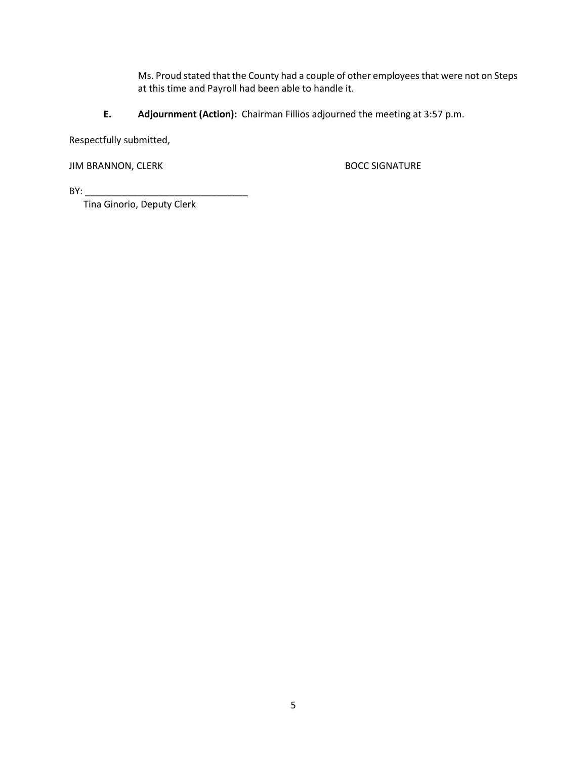Ms. Proud stated that the County had a couple of other employees that were not on Steps at this time and Payroll had been able to handle it.

**E. Adjournment (Action):** Chairman Fillios adjourned the meeting at 3:57 p.m.

Respectfully submitted,

JIM BRANNON, CLERK BOCC SIGNATURE

BY: ______________________________

Tina Ginorio, Deputy Clerk